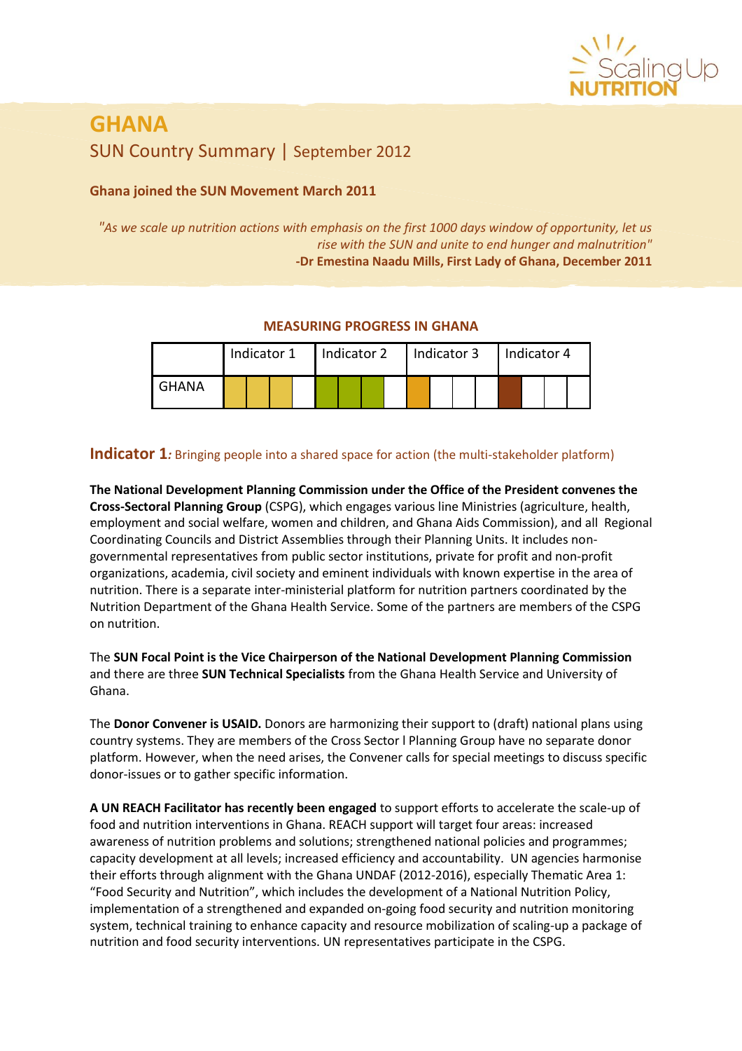# GHANA

## SUN Country Summary | September 2012

**Ghana joined the SUN Movement March 2011**

*"As we scale up nutrition actions with emphasis on the first 1000 days window of opportunity, let us rise with the SUN and unite to end hunger and malnutrition"*
**-Dr Emestina Naadu Mills, First Lady of Ghana, December 2011**

**MEASURING PROGRESS IN GHANA**

| | Indicator 1 | Indicator 2 | Indicator 3 | Indicator 4 |
|---|---|---|---|---|
| GHANA | | | | |

## Indicator 1*: Bringing people into a shared space for action (the multi-stakeholder platform)*

**The National Development Planning Commission under the Office of the President convenes the Cross-Sectoral Planning Group** (CSPG), which engages various line Ministries (agriculture, health, employment and social welfare, women and children, and Ghana Aids Commission), and all Regional Coordinating Councils and District Assemblies through their Planning Units. It includes non-governmental representatives from public sector institutions, private for profit and non-profit organizations, academia, civil society and eminent individuals with known expertise in the area of nutrition. There is a separate inter-ministerial platform for nutrition partners coordinated by the Nutrition Department of the Ghana Health Service. Some of the partners are members of the CSPG on nutrition.

The **SUN Focal Point is the Vice Chairperson of the National Development Planning Commission** and there are three **SUN Technical Specialists** from the Ghana Health Service and University of Ghana.

The **Donor Convener is USAID.** Donors are harmonizing their support to (draft) national plans using country systems. They are members of the Cross Sector l Planning Group have no separate donor platform. However, when the need arises, the Convener calls for special meetings to discuss specific donor-issues or to gather specific information.

**A UN REACH Facilitator has recently been engaged** to support efforts to accelerate the scale-up of food and nutrition interventions in Ghana. REACH support will target four areas: increased awareness of nutrition problems and solutions; strengthened national policies and programmes; capacity development at all levels; increased efficiency and accountability. UN agencies harmonise their efforts through alignment with the Ghana UNDAF (2012-2016), especially Thematic Area 1: "Food Security and Nutrition", which includes the development of a National Nutrition Policy, implementation of a strengthened and expanded on-going food security and nutrition monitoring system, technical training to enhance capacity and resource mobilization of scaling-up a package of nutrition and food security interventions. UN representatives participate in the CSPG.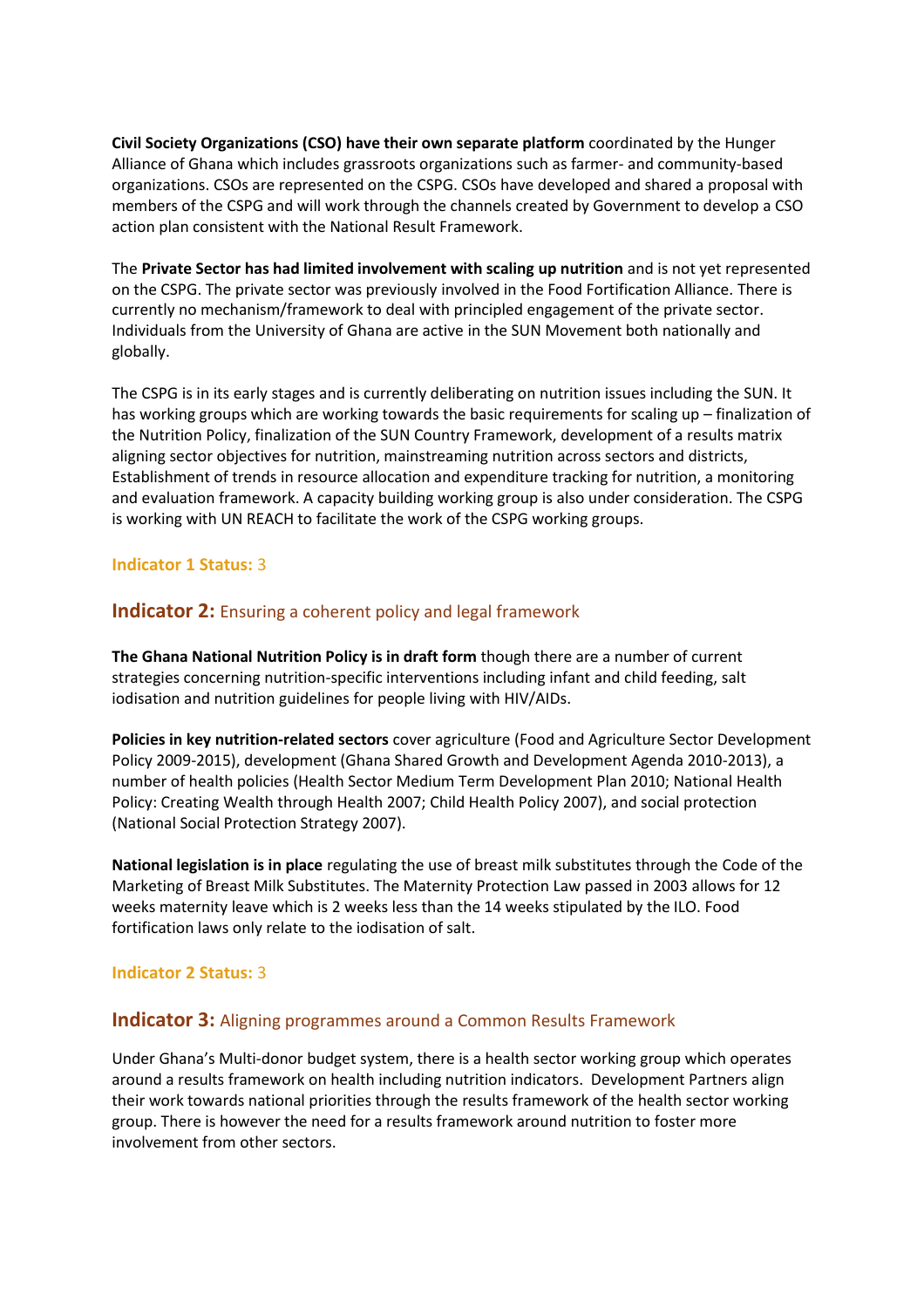**Civil Society Organizations (CSO) have their own separate platform** coordinated by the Hunger Alliance of Ghana which includes grassroots organizations such as farmer- and community-based organizations. CSOs are represented on the CSPG. CSOs have developed and shared a proposal with members of the CSPG and will work through the channels created by Government to develop a CSO action plan consistent with the National Result Framework.

The **Private Sector has had limited involvement with scaling up nutrition** and is not yet represented on the CSPG. The private sector was previously involved in the Food Fortification Alliance. There is currently no mechanism/framework to deal with principled engagement of the private sector. Individuals from the University of Ghana are active in the SUN Movement both nationally and globally.

The CSPG is in its early stages and is currently deliberating on nutrition issues including the SUN. It has working groups which are working towards the basic requirements for scaling up – finalization of the Nutrition Policy, finalization of the SUN Country Framework, development of a results matrix aligning sector objectives for nutrition, mainstreaming nutrition across sectors and districts, Establishment of trends in resource allocation and expenditure tracking for nutrition, a monitoring and evaluation framework. A capacity building working group is also under consideration. The CSPG is working with UN REACH to facilitate the work of the CSPG working groups.

**Indicator 1 Status:** 3

## **Indicator 2:** Ensuring a coherent policy and legal framework

**The Ghana National Nutrition Policy is in draft form** though there are a number of current strategies concerning nutrition-specific interventions including infant and child feeding, salt iodisation and nutrition guidelines for people living with HIV/AIDs.

**Policies in key nutrition-related sectors** cover agriculture (Food and Agriculture Sector Development Policy 2009-2015), development (Ghana Shared Growth and Development Agenda 2010-2013), a number of health policies (Health Sector Medium Term Development Plan 2010; National Health Policy: Creating Wealth through Health 2007; Child Health Policy 2007), and social protection (National Social Protection Strategy 2007).

**National legislation is in place** regulating the use of breast milk substitutes through the Code of the Marketing of Breast Milk Substitutes. The Maternity Protection Law passed in 2003 allows for 12 weeks maternity leave which is 2 weeks less than the 14 weeks stipulated by the ILO. Food fortification laws only relate to the iodisation of salt.

**Indicator 2 Status:** 3

## **Indicator 3:** Aligning programmes around a Common Results Framework

Under Ghana's Multi-donor budget system, there is a health sector working group which operates around a results framework on health including nutrition indicators. Development Partners align their work towards national priorities through the results framework of the health sector working group. There is however the need for a results framework around nutrition to foster more involvement from other sectors.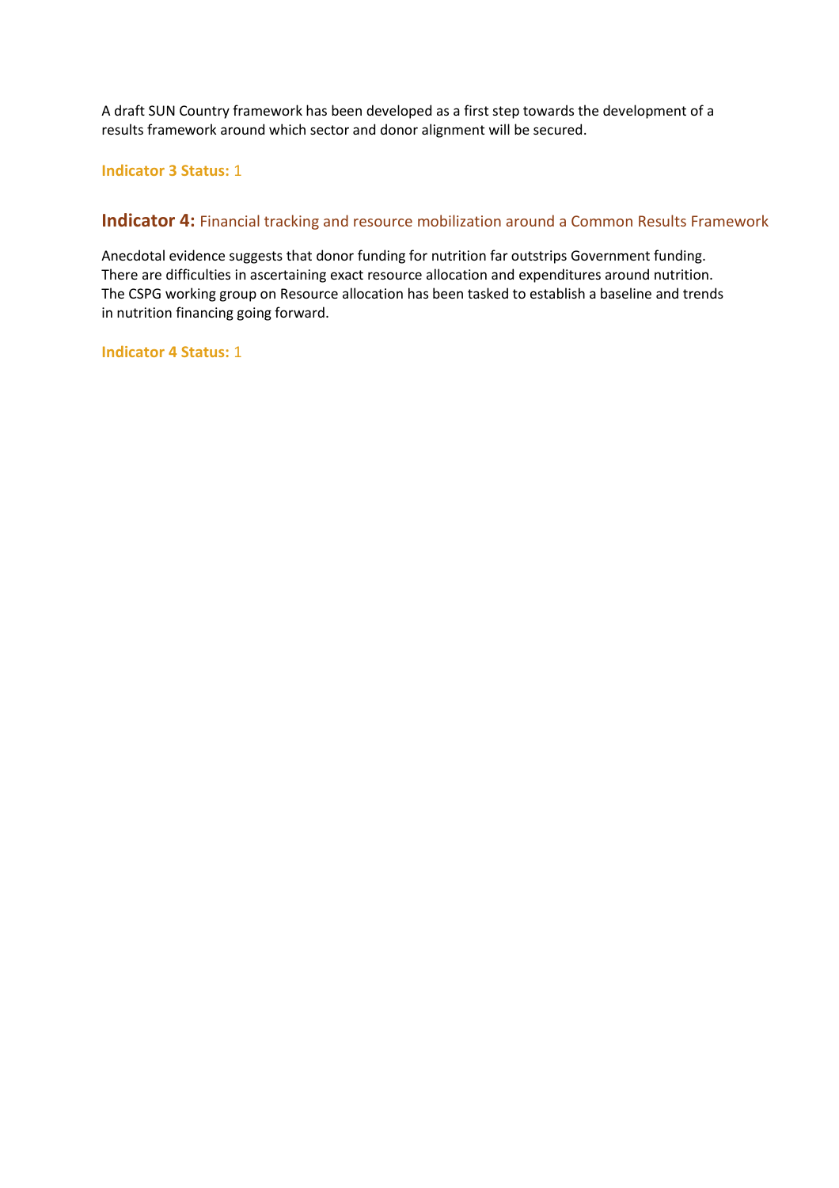A draft SUN Country framework has been developed as a first step towards the development of a results framework around which sector and donor alignment will be secured.

**Indicator 3 Status:** 1

### **Indicator 4:** Financial tracking and resource mobilization around a Common Results Framework

Anecdotal evidence suggests that donor funding for nutrition far outstrips Government funding. There are difficulties in ascertaining exact resource allocation and expenditures around nutrition. The CSPG working group on Resource allocation has been tasked to establish a baseline and trends in nutrition financing going forward.

**Indicator 4 Status:** 1